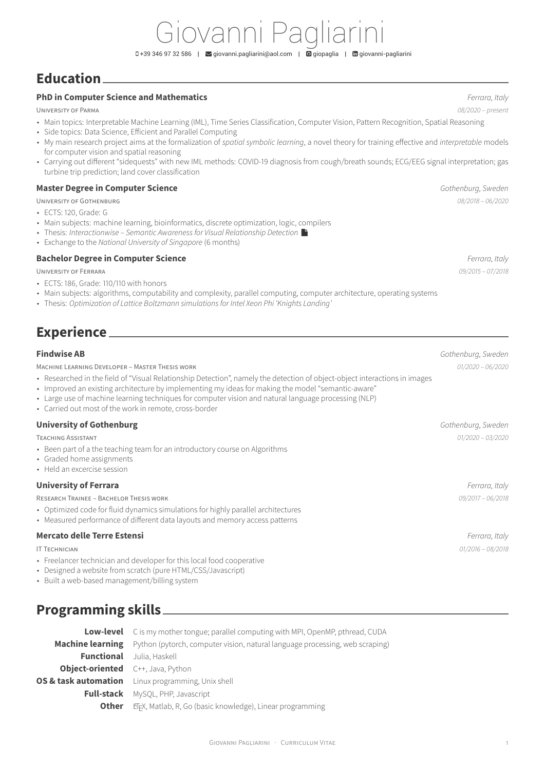# Giovanni Pagliarini

+39 346 97 32 586 | giovanni.pagliarini@aol.com | giopaglia | giovanni-pagliarini

## Education

**PhD in Computer Science and Mathematics** — *Ferrara, Italy*
University of Parma — *08/2020 – present*

- Main topics: Interpretable Machine Learning (IML), Time Series Classification, Computer Vision, Pattern Recognition, Spatial Reasoning
- Side topics: Data Science, Efficient and Parallel Computing
- My main research project aims at the formalization of *spatial symbolic learning*, a novel theory for training effective and *interpretable* models for computer vision and spatial reasoning
- Carrying out different "sidequests" with new IML methods: COVID-19 diagnosis from cough/breath sounds; ECG/EEG signal interpretation; gas turbine trip prediction; land cover classification

**Master Degree in Computer Science** — *Gothenburg, Sweden*
University of Gothenburg — *08/2018 – 06/2020*

- ECTS: 120, Grade: G
- Main subjects: machine learning, bioinformatics, discrete optimization, logic, compilers
- Thesis: *Interactionwise – Semantic Awareness for Visual Relationship Detection*
- Exchange to the *National University of Singapore* (6 months)

**Bachelor Degree in Computer Science** — *Ferrara, Italy*
University of Ferrara — *09/2015 – 07/2018*

- ECTS: 186, Grade: 110/110 with honors
- Main subjects: algorithms, computability and complexity, parallel computing, computer architecture, operating systems
- Thesis: *Optimization of Lattice Boltzmann simulations for Intel Xeon Phi 'Knights Landing'*

## Experience

**Findwise AB** — *Gothenburg, Sweden*
Machine Learning Developer – Master Thesis work — *01/2020 – 06/2020*

- Researched in the field of "Visual Relationship Detection", namely the detection of object-object interactions in images
- Improved an existing architecture by implementing my ideas for making the model "semantic-aware"
- Large use of machine learning techniques for computer vision and natural language processing (NLP)
- Carried out most of the work in remote, cross-border

**University of Gothenburg** — *Gothenburg, Sweden*
Teaching Assistant — *01/2020 – 03/2020*

- Been part of a the teaching team for an introductory course on Algorithms
- Graded home assignments
- Held an excercise session

**University of Ferrara** — *Ferrara, Italy*
Research Trainee – Bachelor Thesis work — *09/2017 – 06/2018*

- Optimized code for fluid dynamics simulations for highly parallel architectures
- Measured performance of different data layouts and memory access patterns

**Mercato delle Terre Estensi** — *Ferrara, Italy*
IT Technician — *01/2016 – 08/2018*

- Freelancer technician and developer for this local food cooperative
- Designed a website from scratch (pure HTML/CSS/Javascript)
- Built a web-based management/billing system

## Programming skills

| | |
|---|---|
| **Low-level** | C is my mother tongue; parallel computing with MPI, OpenMP, pthread, CUDA |
| **Machine learning** | Python (pytorch, computer vision, natural language processing, web scraping) |
| **Functional** | Julia, Haskell |
| **Object-oriented** | C++, Java, Python |
| **OS & task automation** | Linux programming, Unix shell |
| **Full-stack** | MySQL, PHP, Javascript |
| **Other** | LaTeX, Matlab, R, Go (basic knowledge), Linear programming |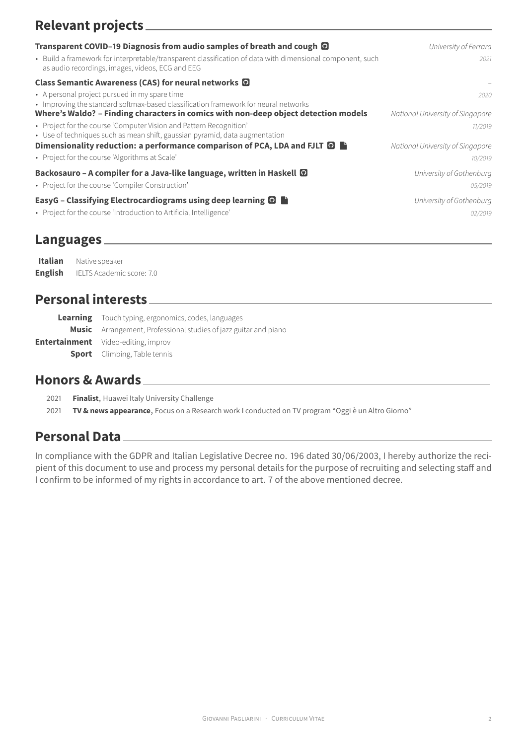## Relevant projects

**Transparent COVID–19 Diagnosis from audio samples of breath and cough**
*University of Ferrara* — *2021*
- Build a framework for interpretable/transparent classification of data with dimensional component, such as audio recordings, images, videos, ECG and EEG

**Class Semantic Awareness (CAS) for neural networks**
– — *2020*
- A personal project pursued in my spare time
- Improving the standard softmax-based classification framework for neural networks

**Where's Waldo? – Finding characters in comics with non-deep object detection models**
*National University of Singapore* — *11/2019*
- Project for the course 'Computer Vision and Pattern Recognition'
- Use of techniques such as mean shift, gaussian pyramid, data augmentation

**Dimensionality reduction: a performance comparison of PCA, LDA and FJLT**
*National University of Singapore* — *10/2019*
- Project for the course 'Algorithms at Scale'

**Backosauro – A compiler for a Java-like language, written in Haskell**
*University of Gothenburg* — *05/2019*
- Project for the course 'Compiler Construction'

**EasyG – Classifying Electrocardiograms using deep learning**
*University of Gothenburg* — *02/2019*
- Project for the course 'Introduction to Artificial Intelligence'

## Languages

**Italian** Native speaker
**English** IELTS Academic score: 7.0

## Personal interests

**Learning** Touch typing, ergonomics, codes, languages
**Music** Arrangement, Professional studies of jazz guitar and piano
**Entertainment** Video-editing, improv
**Sport** Climbing, Table tennis

## Honors & Awards

2021 **Finalist**, Huawei Italy University Challenge
2021 **TV & news appearance**, Focus on a Research work I conducted on TV program "Oggi è un Altro Giorno"

## Personal Data

In compliance with the GDPR and Italian Legislative Decree no. 196 dated 30/06/2003, I hereby authorize the recipient of this document to use and process my personal details for the purpose of recruiting and selecting staff and I confirm to be informed of my rights in accordance to art. 7 of the above mentioned decree.